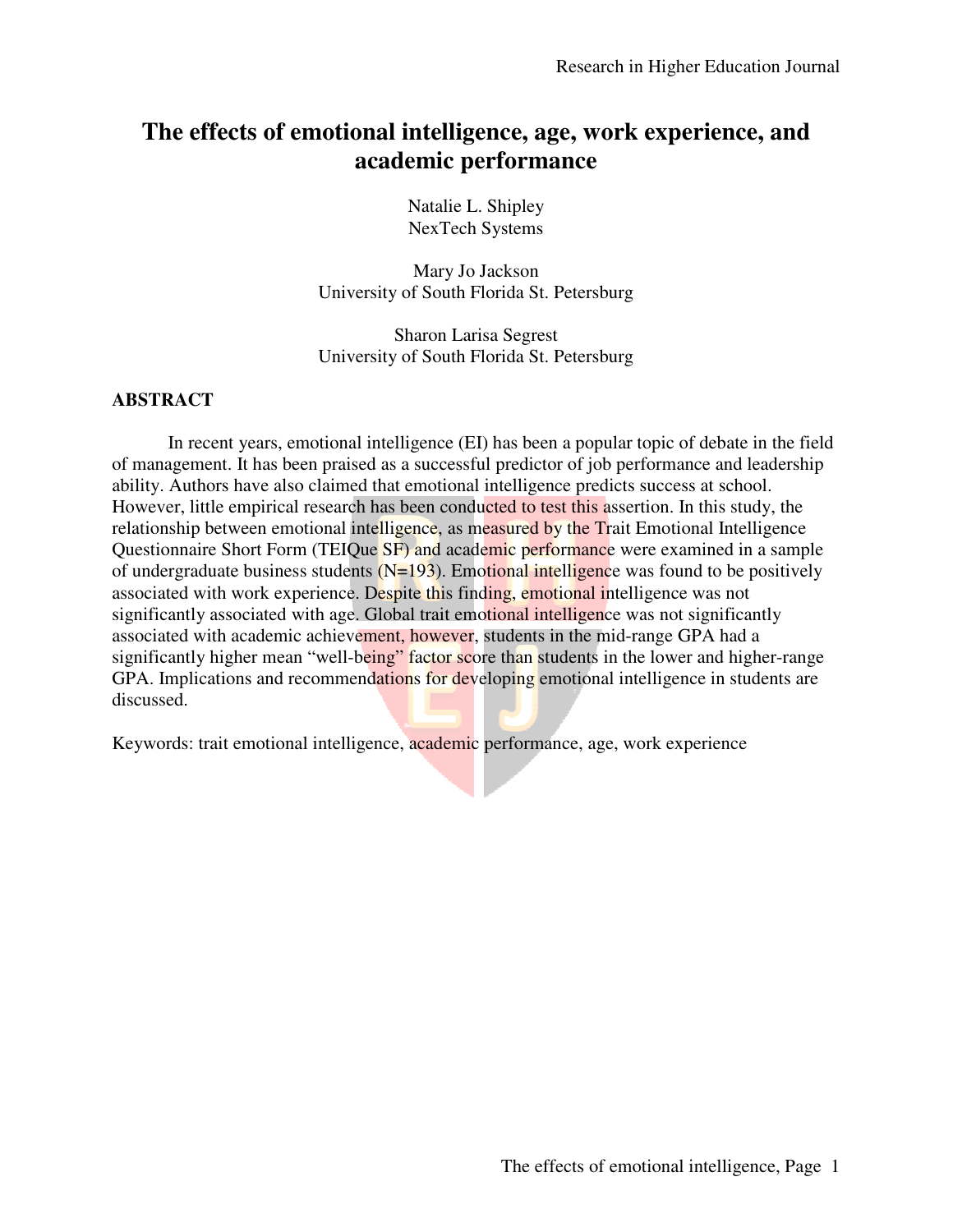# The effects of emotional intelligence, age, work experience, and academic performance

Natalie L. Shipley
NexTech Systems

Mary Jo Jackson
University of South Florida St. Petersburg

Sharon Larisa Segrest
University of South Florida St. Petersburg

## ABSTRACT

In recent years, emotional intelligence (EI) has been a popular topic of debate in the field of management. It has been praised as a successful predictor of job performance and leadership ability. Authors have also claimed that emotional intelligence predicts success at school. However, little empirical research has been conducted to test this assertion. In this study, the relationship between emotional intelligence, as measured by the Trait Emotional Intelligence Questionnaire Short Form (TEIQue SF) and academic performance were examined in a sample of undergraduate business students (N=193). Emotional intelligence was found to be positively associated with work experience. Despite this finding, emotional intelligence was not significantly associated with age. Global trait emotional intelligence was not significantly associated with academic achievement, however, students in the mid-range GPA had a significantly higher mean "well-being" factor score than students in the lower and higher-range GPA. Implications and recommendations for developing emotional intelligence in students are discussed.

Keywords: trait emotional intelligence, academic performance, age, work experience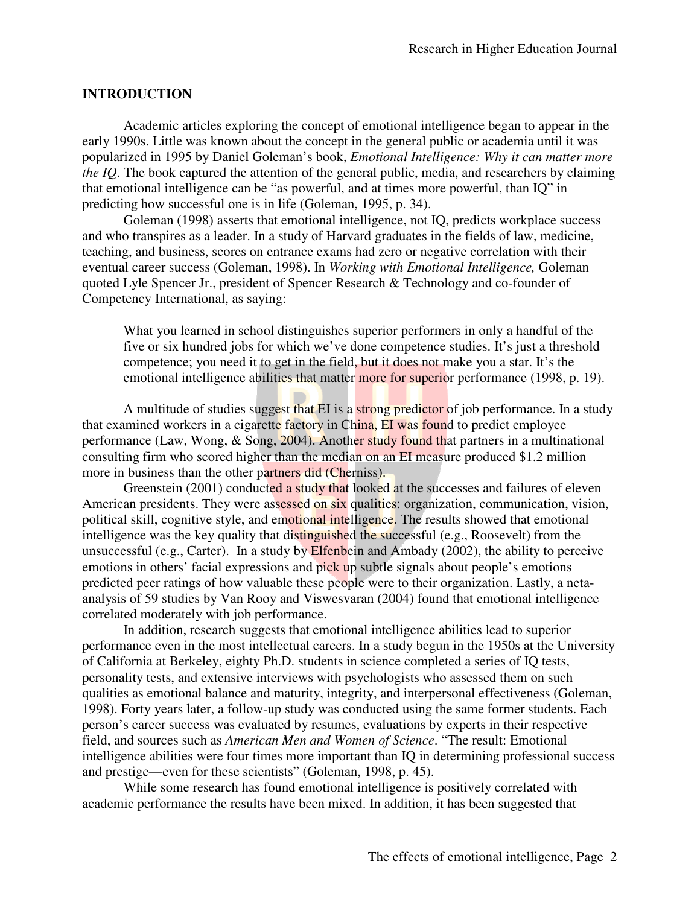## INTRODUCTION

Academic articles exploring the concept of emotional intelligence began to appear in the early 1990s. Little was known about the concept in the general public or academia until it was popularized in 1995 by Daniel Goleman's book, *Emotional Intelligence: Why it can matter more the IQ*. The book captured the attention of the general public, media, and researchers by claiming that emotional intelligence can be "as powerful, and at times more powerful, than IQ" in predicting how successful one is in life (Goleman, 1995, p. 34).

Goleman (1998) asserts that emotional intelligence, not IQ, predicts workplace success and who transpires as a leader. In a study of Harvard graduates in the fields of law, medicine, teaching, and business, scores on entrance exams had zero or negative correlation with their eventual career success (Goleman, 1998). In *Working with Emotional Intelligence,* Goleman quoted Lyle Spencer Jr., president of Spencer Research & Technology and co-founder of Competency International, as saying:

> What you learned in school distinguishes superior performers in only a handful of the five or six hundred jobs for which we've done competence studies. It's just a threshold competence; you need it to get in the field, but it does not make you a star. It's the emotional intelligence abilities that matter more for superior performance (1998, p. 19).

A multitude of studies suggest that EI is a strong predictor of job performance. In a study that examined workers in a cigarette factory in China, EI was found to predict employee performance (Law, Wong, & Song, 2004). Another study found that partners in a multinational consulting firm who scored higher than the median on an EI measure produced $1.2 million more in business than the other partners did (Cherniss).

Greenstein (2001) conducted a study that looked at the successes and failures of eleven American presidents. They were assessed on six qualities: organization, communication, vision, political skill, cognitive style, and emotional intelligence. The results showed that emotional intelligence was the key quality that distinguished the successful (e.g., Roosevelt) from the unsuccessful (e.g., Carter). In a study by Elfenbein and Ambady (2002), the ability to perceive emotions in others' facial expressions and pick up subtle signals about people's emotions predicted peer ratings of how valuable these people were to their organization. Lastly, a neta-analysis of 59 studies by Van Rooy and Viswesvaran (2004) found that emotional intelligence correlated moderately with job performance.

In addition, research suggests that emotional intelligence abilities lead to superior performance even in the most intellectual careers. In a study begun in the 1950s at the University of California at Berkeley, eighty Ph.D. students in science completed a series of IQ tests, personality tests, and extensive interviews with psychologists who assessed them on such qualities as emotional balance and maturity, integrity, and interpersonal effectiveness (Goleman, 1998). Forty years later, a follow-up study was conducted using the same former students. Each person's career success was evaluated by resumes, evaluations by experts in their respective field, and sources such as *American Men and Women of Science*. "The result: Emotional intelligence abilities were four times more important than IQ in determining professional success and prestige—even for these scientists" (Goleman, 1998, p. 45).

While some research has found emotional intelligence is positively correlated with academic performance the results have been mixed. In addition, it has been suggested that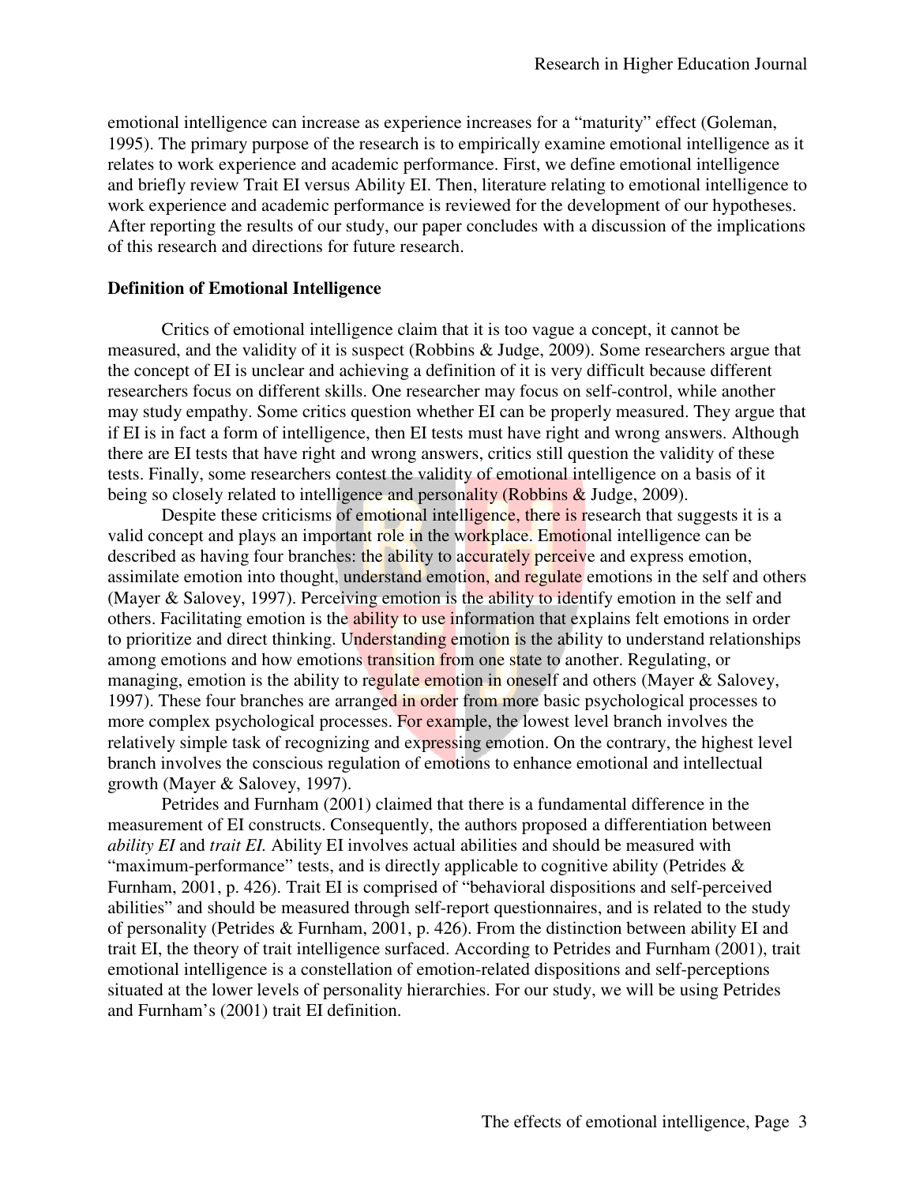emotional intelligence can increase as experience increases for a "maturity" effect (Goleman, 1995). The primary purpose of the research is to empirically examine emotional intelligence as it relates to work experience and academic performance. First, we define emotional intelligence and briefly review Trait EI versus Ability EI. Then, literature relating to emotional intelligence to work experience and academic performance is reviewed for the development of our hypotheses. After reporting the results of our study, our paper concludes with a discussion of the implications of this research and directions for future research.

**Definition of Emotional Intelligence**

Critics of emotional intelligence claim that it is too vague a concept, it cannot be measured, and the validity of it is suspect (Robbins & Judge, 2009). Some researchers argue that the concept of EI is unclear and achieving a definition of it is very difficult because different researchers focus on different skills. One researcher may focus on self-control, while another may study empathy. Some critics question whether EI can be properly measured. They argue that if EI is in fact a form of intelligence, then EI tests must have right and wrong answers. Although there are EI tests that have right and wrong answers, critics still question the validity of these tests. Finally, some researchers contest the validity of emotional intelligence on a basis of it being so closely related to intelligence and personality (Robbins & Judge, 2009).

Despite these criticisms of emotional intelligence, there is research that suggests it is a valid concept and plays an important role in the workplace. Emotional intelligence can be described as having four branches: the ability to accurately perceive and express emotion, assimilate emotion into thought, understand emotion, and regulate emotions in the self and others (Mayer & Salovey, 1997). Perceiving emotion is the ability to identify emotion in the self and others. Facilitating emotion is the ability to use information that explains felt emotions in order to prioritize and direct thinking. Understanding emotion is the ability to understand relationships among emotions and how emotions transition from one state to another. Regulating, or managing, emotion is the ability to regulate emotion in oneself and others (Mayer & Salovey, 1997). These four branches are arranged in order from more basic psychological processes to more complex psychological processes. For example, the lowest level branch involves the relatively simple task of recognizing and expressing emotion. On the contrary, the highest level branch involves the conscious regulation of emotions to enhance emotional and intellectual growth (Mayer & Salovey, 1997).

Petrides and Furnham (2001) claimed that there is a fundamental difference in the measurement of EI constructs. Consequently, the authors proposed a differentiation between *ability EI* and *trait EI.* Ability EI involves actual abilities and should be measured with "maximum-performance" tests, and is directly applicable to cognitive ability (Petrides & Furnham, 2001, p. 426). Trait EI is comprised of "behavioral dispositions and self-perceived abilities" and should be measured through self-report questionnaires, and is related to the study of personality (Petrides & Furnham, 2001, p. 426). From the distinction between ability EI and trait EI, the theory of trait intelligence surfaced. According to Petrides and Furnham (2001), trait emotional intelligence is a constellation of emotion-related dispositions and self-perceptions situated at the lower levels of personality hierarchies. For our study, we will be using Petrides and Furnham's (2001) trait EI definition.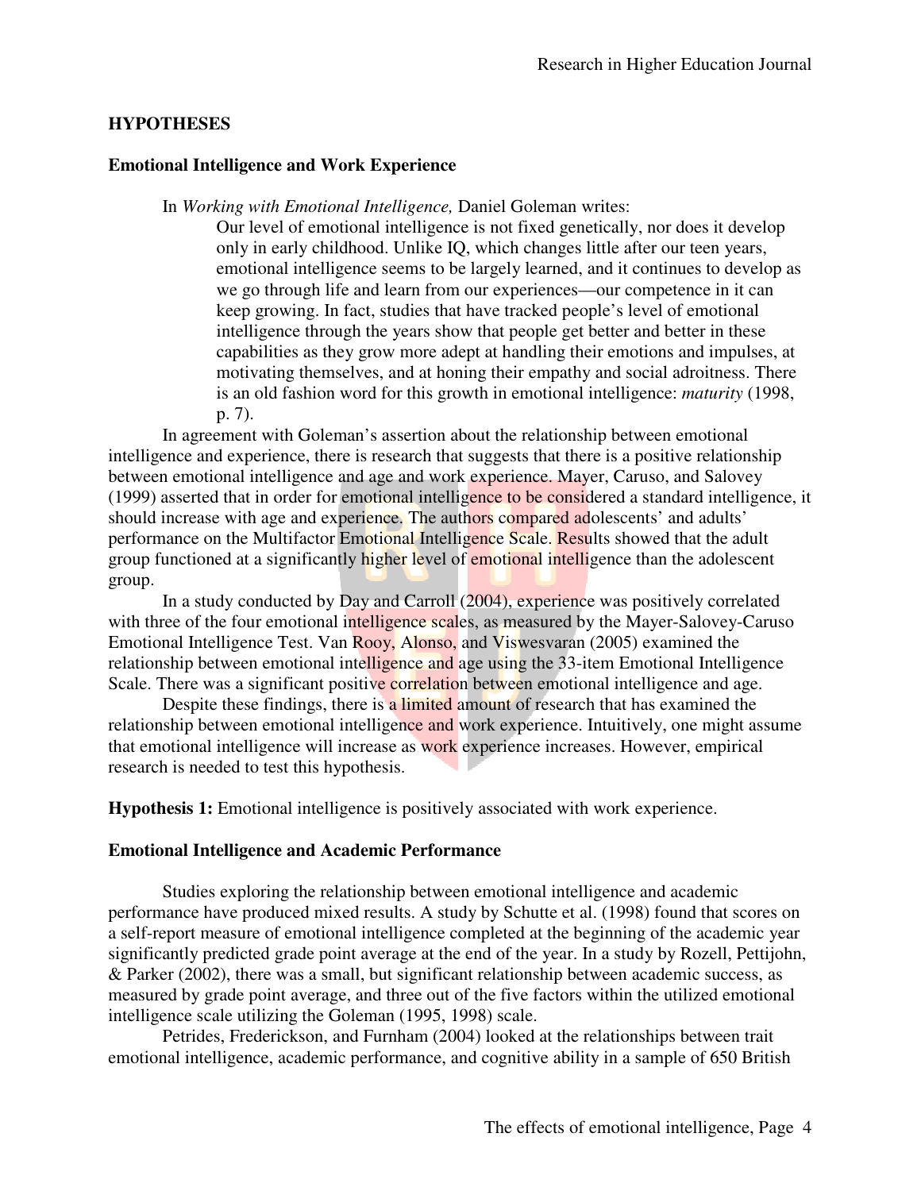## HYPOTHESES

### Emotional Intelligence and Work Experience

In *Working with Emotional Intelligence,* Daniel Goleman writes:

> Our level of emotional intelligence is not fixed genetically, nor does it develop only in early childhood. Unlike IQ, which changes little after our teen years, emotional intelligence seems to be largely learned, and it continues to develop as we go through life and learn from our experiences—our competence in it can keep growing. In fact, studies that have tracked people's level of emotional intelligence through the years show that people get better and better in these capabilities as they grow more adept at handling their emotions and impulses, at motivating themselves, and at honing their empathy and social adroitness. There is an old fashion word for this growth in emotional intelligence: *maturity* (1998, p. 7).

In agreement with Goleman's assertion about the relationship between emotional intelligence and experience, there is research that suggests that there is a positive relationship between emotional intelligence and age and work experience. Mayer, Caruso, and Salovey (1999) asserted that in order for emotional intelligence to be considered a standard intelligence, it should increase with age and experience. The authors compared adolescents' and adults' performance on the Multifactor Emotional Intelligence Scale. Results showed that the adult group functioned at a significantly higher level of emotional intelligence than the adolescent group.

In a study conducted by Day and Carroll (2004), experience was positively correlated with three of the four emotional intelligence scales, as measured by the Mayer-Salovey-Caruso Emotional Intelligence Test. Van Rooy, Alonso, and Viswesvaran (2005) examined the relationship between emotional intelligence and age using the 33-item Emotional Intelligence Scale. There was a significant positive correlation between emotional intelligence and age.

Despite these findings, there is a limited amount of research that has examined the relationship between emotional intelligence and work experience. Intuitively, one might assume that emotional intelligence will increase as work experience increases. However, empirical research is needed to test this hypothesis.

**Hypothesis 1:** Emotional intelligence is positively associated with work experience.

### Emotional Intelligence and Academic Performance

Studies exploring the relationship between emotional intelligence and academic performance have produced mixed results. A study by Schutte et al. (1998) found that scores on a self-report measure of emotional intelligence completed at the beginning of the academic year significantly predicted grade point average at the end of the year. In a study by Rozell, Pettijohn, & Parker (2002), there was a small, but significant relationship between academic success, as measured by grade point average, and three out of the five factors within the utilized emotional intelligence scale utilizing the Goleman (1995, 1998) scale.

Petrides, Frederickson, and Furnham (2004) looked at the relationships between trait emotional intelligence, academic performance, and cognitive ability in a sample of 650 British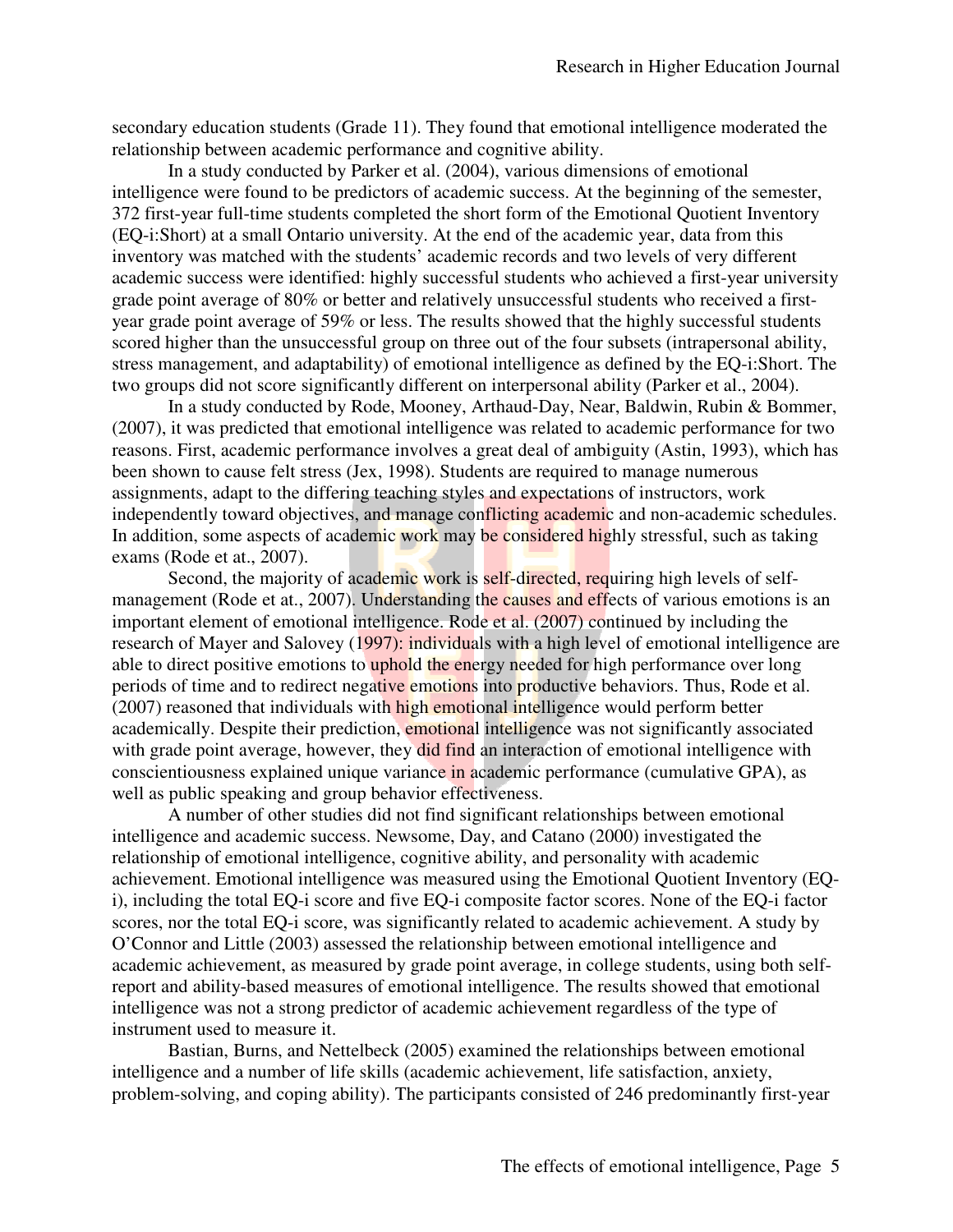secondary education students (Grade 11). They found that emotional intelligence moderated the relationship between academic performance and cognitive ability.

In a study conducted by Parker et al. (2004), various dimensions of emotional intelligence were found to be predictors of academic success. At the beginning of the semester, 372 first-year full-time students completed the short form of the Emotional Quotient Inventory (EQ-i:Short) at a small Ontario university. At the end of the academic year, data from this inventory was matched with the students' academic records and two levels of very different academic success were identified: highly successful students who achieved a first-year university grade point average of 80% or better and relatively unsuccessful students who received a first-year grade point average of 59% or less. The results showed that the highly successful students scored higher than the unsuccessful group on three out of the four subsets (intrapersonal ability, stress management, and adaptability) of emotional intelligence as defined by the EQ-i:Short. The two groups did not score significantly different on interpersonal ability (Parker et al., 2004).

In a study conducted by Rode, Mooney, Arthaud-Day, Near, Baldwin, Rubin & Bommer, (2007), it was predicted that emotional intelligence was related to academic performance for two reasons. First, academic performance involves a great deal of ambiguity (Astin, 1993), which has been shown to cause felt stress (Jex, 1998). Students are required to manage numerous assignments, adapt to the differing teaching styles and expectations of instructors, work independently toward objectives, and manage conflicting academic and non-academic schedules. In addition, some aspects of academic work may be considered highly stressful, such as taking exams (Rode et at., 2007).

Second, the majority of academic work is self-directed, requiring high levels of self-management (Rode et at., 2007). Understanding the causes and effects of various emotions is an important element of emotional intelligence. Rode et al. (2007) continued by including the research of Mayer and Salovey (1997): individuals with a high level of emotional intelligence are able to direct positive emotions to uphold the energy needed for high performance over long periods of time and to redirect negative emotions into productive behaviors. Thus, Rode et al. (2007) reasoned that individuals with high emotional intelligence would perform better academically. Despite their prediction, emotional intelligence was not significantly associated with grade point average, however, they did find an interaction of emotional intelligence with conscientiousness explained unique variance in academic performance (cumulative GPA), as well as public speaking and group behavior effectiveness.

A number of other studies did not find significant relationships between emotional intelligence and academic success. Newsome, Day, and Catano (2000) investigated the relationship of emotional intelligence, cognitive ability, and personality with academic achievement. Emotional intelligence was measured using the Emotional Quotient Inventory (EQ-i), including the total EQ-i score and five EQ-i composite factor scores. None of the EQ-i factor scores, nor the total EQ-i score, was significantly related to academic achievement. A study by O'Connor and Little (2003) assessed the relationship between emotional intelligence and academic achievement, as measured by grade point average, in college students, using both self-report and ability-based measures of emotional intelligence. The results showed that emotional intelligence was not a strong predictor of academic achievement regardless of the type of instrument used to measure it.

Bastian, Burns, and Nettelbeck (2005) examined the relationships between emotional intelligence and a number of life skills (academic achievement, life satisfaction, anxiety, problem-solving, and coping ability). The participants consisted of 246 predominantly first-year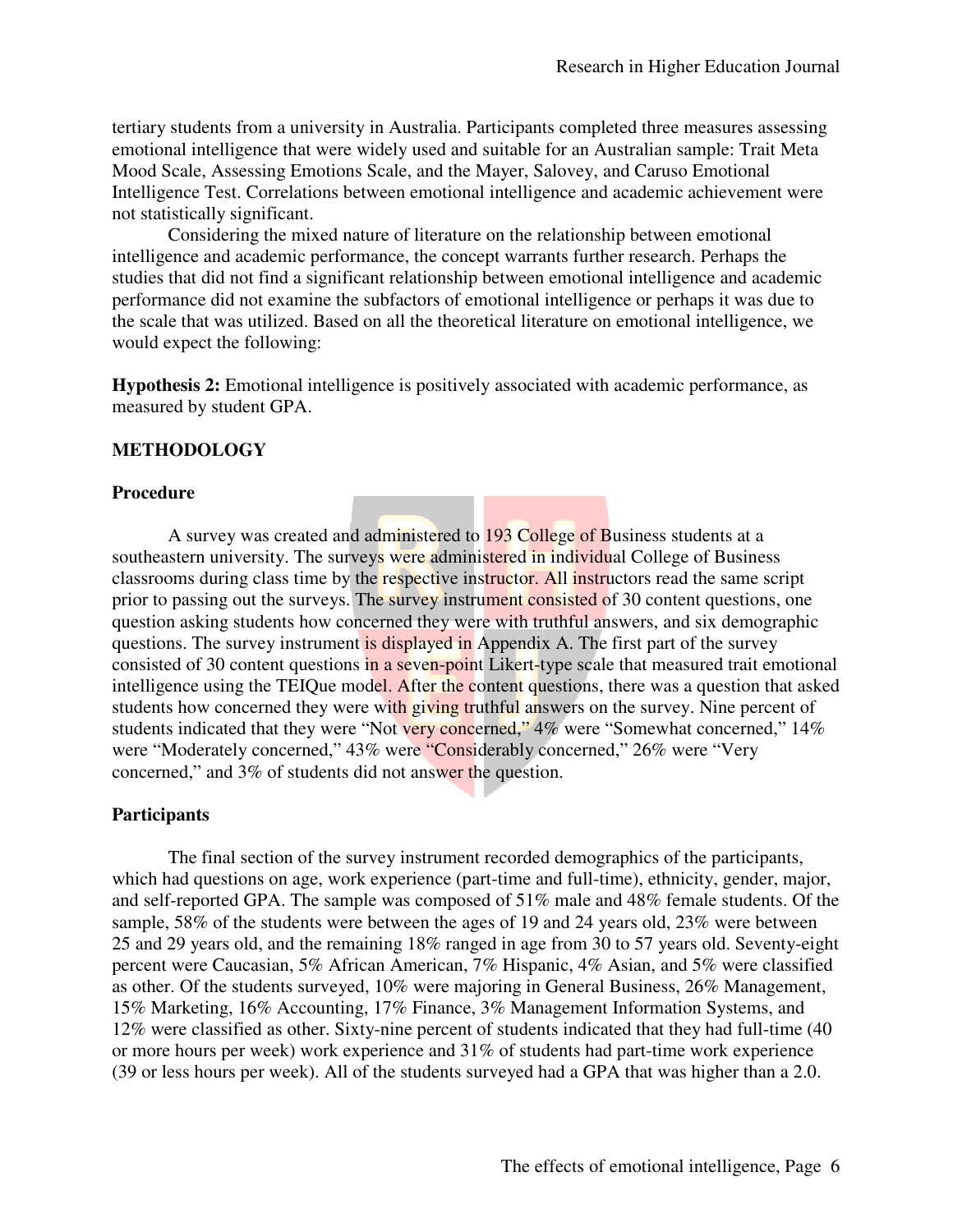tertiary students from a university in Australia. Participants completed three measures assessing emotional intelligence that were widely used and suitable for an Australian sample: Trait Meta Mood Scale, Assessing Emotions Scale, and the Mayer, Salovey, and Caruso Emotional Intelligence Test. Correlations between emotional intelligence and academic achievement were not statistically significant.

Considering the mixed nature of literature on the relationship between emotional intelligence and academic performance, the concept warrants further research. Perhaps the studies that did not find a significant relationship between emotional intelligence and academic performance did not examine the subfactors of emotional intelligence or perhaps it was due to the scale that was utilized. Based on all the theoretical literature on emotional intelligence, we would expect the following:

**Hypothesis 2:** Emotional intelligence is positively associated with academic performance, as measured by student GPA.

## METHODOLOGY

### Procedure

A survey was created and administered to 193 College of Business students at a southeastern university. The surveys were administered in individual College of Business classrooms during class time by the respective instructor. All instructors read the same script prior to passing out the surveys. The survey instrument consisted of 30 content questions, one question asking students how concerned they were with truthful answers, and six demographic questions. The survey instrument is displayed in Appendix A. The first part of the survey consisted of 30 content questions in a seven-point Likert-type scale that measured trait emotional intelligence using the TEIQue model. After the content questions, there was a question that asked students how concerned they were with giving truthful answers on the survey. Nine percent of students indicated that they were "Not very concerned," 4% were "Somewhat concerned," 14% were "Moderately concerned," 43% were "Considerably concerned," 26% were "Very concerned," and 3% of students did not answer the question.

### Participants

The final section of the survey instrument recorded demographics of the participants, which had questions on age, work experience (part-time and full-time), ethnicity, gender, major, and self-reported GPA. The sample was composed of 51% male and 48% female students. Of the sample, 58% of the students were between the ages of 19 and 24 years old, 23% were between 25 and 29 years old, and the remaining 18% ranged in age from 30 to 57 years old. Seventy-eight percent were Caucasian, 5% African American, 7% Hispanic, 4% Asian, and 5% were classified as other. Of the students surveyed, 10% were majoring in General Business, 26% Management, 15% Marketing, 16% Accounting, 17% Finance, 3% Management Information Systems, and 12% were classified as other. Sixty-nine percent of students indicated that they had full-time (40 or more hours per week) work experience and 31% of students had part-time work experience (39 or less hours per week). All of the students surveyed had a GPA that was higher than a 2.0.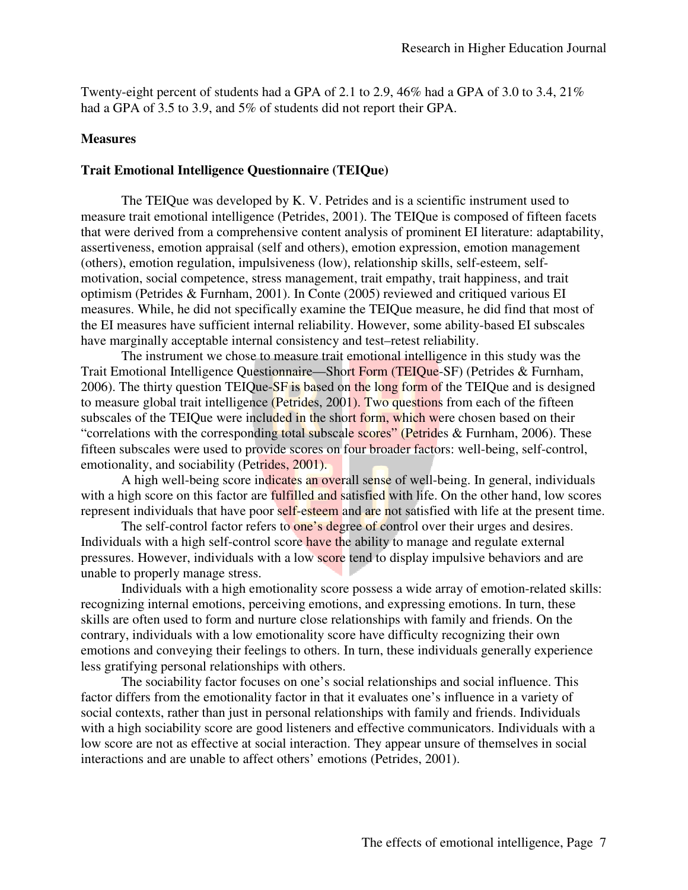Twenty-eight percent of students had a GPA of 2.1 to 2.9, 46% had a GPA of 3.0 to 3.4, 21% had a GPA of 3.5 to 3.9, and 5% of students did not report their GPA.

## Measures

### Trait Emotional Intelligence Questionnaire (TEIQue)

The TEIQue was developed by K. V. Petrides and is a scientific instrument used to measure trait emotional intelligence (Petrides, 2001). The TEIQue is composed of fifteen facets that were derived from a comprehensive content analysis of prominent EI literature: adaptability, assertiveness, emotion appraisal (self and others), emotion expression, emotion management (others), emotion regulation, impulsiveness (low), relationship skills, self-esteem, self-motivation, social competence, stress management, trait empathy, trait happiness, and trait optimism (Petrides & Furnham, 2001). In Conte (2005) reviewed and critiqued various EI measures. While, he did not specifically examine the TEIQue measure, he did find that most of the EI measures have sufficient internal reliability. However, some ability-based EI subscales have marginally acceptable internal consistency and test–retest reliability.

The instrument we chose to measure trait emotional intelligence in this study was the Trait Emotional Intelligence Questionnaire—Short Form (TEIQue-SF) (Petrides & Furnham, 2006). The thirty question TEIQue-SF is based on the long form of the TEIQue and is designed to measure global trait intelligence (Petrides, 2001). Two questions from each of the fifteen subscales of the TEIQue were included in the short form, which were chosen based on their "correlations with the corresponding total subscale scores" (Petrides & Furnham, 2006). These fifteen subscales were used to provide scores on four broader factors: well-being, self-control, emotionality, and sociability (Petrides, 2001).

A high well-being score indicates an overall sense of well-being. In general, individuals with a high score on this factor are fulfilled and satisfied with life. On the other hand, low scores represent individuals that have poor self-esteem and are not satisfied with life at the present time.

The self-control factor refers to one's degree of control over their urges and desires. Individuals with a high self-control score have the ability to manage and regulate external pressures. However, individuals with a low score tend to display impulsive behaviors and are unable to properly manage stress.

Individuals with a high emotionality score possess a wide array of emotion-related skills: recognizing internal emotions, perceiving emotions, and expressing emotions. In turn, these skills are often used to form and nurture close relationships with family and friends. On the contrary, individuals with a low emotionality score have difficulty recognizing their own emotions and conveying their feelings to others. In turn, these individuals generally experience less gratifying personal relationships with others.

The sociability factor focuses on one's social relationships and social influence. This factor differs from the emotionality factor in that it evaluates one's influence in a variety of social contexts, rather than just in personal relationships with family and friends. Individuals with a high sociability score are good listeners and effective communicators. Individuals with a low score are not as effective at social interaction. They appear unsure of themselves in social interactions and are unable to affect others' emotions (Petrides, 2001).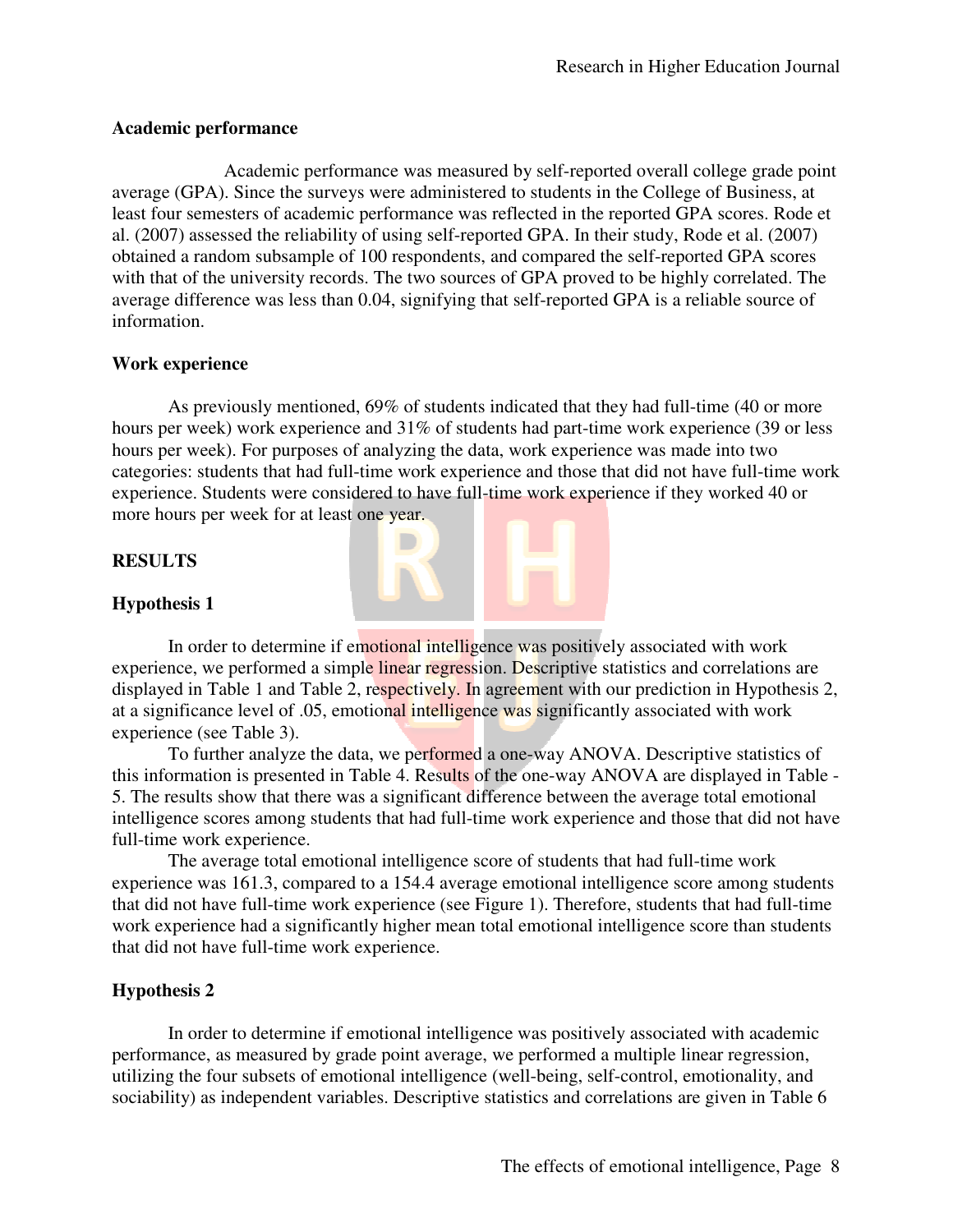### Academic performance

Academic performance was measured by self-reported overall college grade point average (GPA). Since the surveys were administered to students in the College of Business, at least four semesters of academic performance was reflected in the reported GPA scores. Rode et al. (2007) assessed the reliability of using self-reported GPA. In their study, Rode et al. (2007) obtained a random subsample of 100 respondents, and compared the self-reported GPA scores with that of the university records. The two sources of GPA proved to be highly correlated. The average difference was less than 0.04, signifying that self-reported GPA is a reliable source of information.

### Work experience

As previously mentioned, 69% of students indicated that they had full-time (40 or more hours per week) work experience and 31% of students had part-time work experience (39 or less hours per week). For purposes of analyzing the data, work experience was made into two categories: students that had full-time work experience and those that did not have full-time work experience. Students were considered to have full-time work experience if they worked 40 or more hours per week for at least one year.

## RESULTS

### Hypothesis 1

In order to determine if emotional intelligence was positively associated with work experience, we performed a simple linear regression. Descriptive statistics and correlations are displayed in Table 1 and Table 2, respectively. In agreement with our prediction in Hypothesis 2, at a significance level of .05, emotional intelligence was significantly associated with work experience (see Table 3).

To further analyze the data, we performed a one-way ANOVA. Descriptive statistics of this information is presented in Table 4. Results of the one-way ANOVA are displayed in Table - 5. The results show that there was a significant difference between the average total emotional intelligence scores among students that had full-time work experience and those that did not have full-time work experience.

The average total emotional intelligence score of students that had full-time work experience was 161.3, compared to a 154.4 average emotional intelligence score among students that did not have full-time work experience (see Figure 1). Therefore, students that had full-time work experience had a significantly higher mean total emotional intelligence score than students that did not have full-time work experience.

### Hypothesis 2

In order to determine if emotional intelligence was positively associated with academic performance, as measured by grade point average, we performed a multiple linear regression, utilizing the four subsets of emotional intelligence (well-being, self-control, emotionality, and sociability) as independent variables. Descriptive statistics and correlations are given in Table 6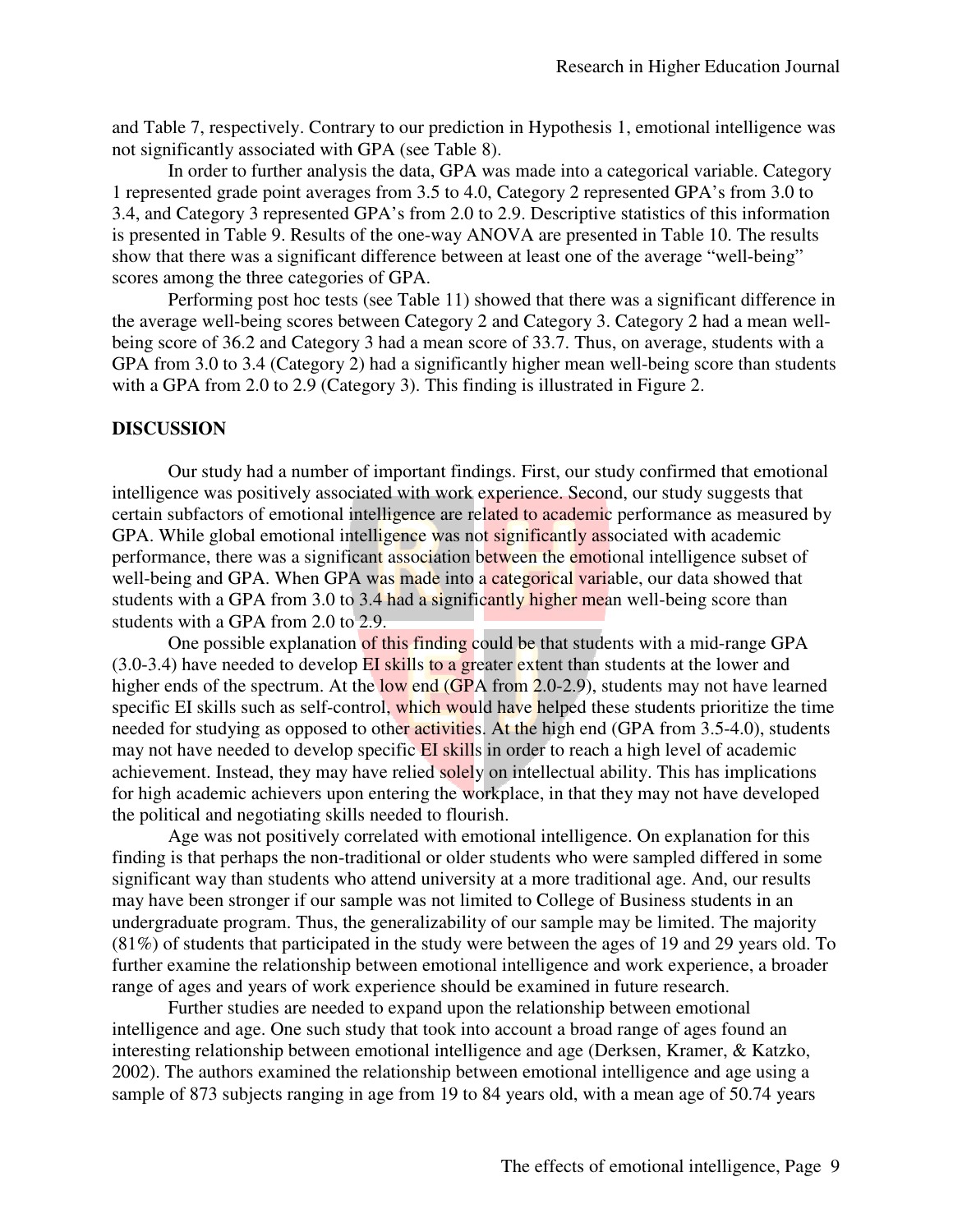and Table 7, respectively. Contrary to our prediction in Hypothesis 1, emotional intelligence was not significantly associated with GPA (see Table 8).

In order to further analysis the data, GPA was made into a categorical variable. Category 1 represented grade point averages from 3.5 to 4.0, Category 2 represented GPA's from 3.0 to 3.4, and Category 3 represented GPA's from 2.0 to 2.9. Descriptive statistics of this information is presented in Table 9. Results of the one-way ANOVA are presented in Table 10. The results show that there was a significant difference between at least one of the average "well-being" scores among the three categories of GPA.

Performing post hoc tests (see Table 11) showed that there was a significant difference in the average well-being scores between Category 2 and Category 3. Category 2 had a mean well-being score of 36.2 and Category 3 had a mean score of 33.7. Thus, on average, students with a GPA from 3.0 to 3.4 (Category 2) had a significantly higher mean well-being score than students with a GPA from 2.0 to 2.9 (Category 3). This finding is illustrated in Figure 2.

## DISCUSSION

Our study had a number of important findings. First, our study confirmed that emotional intelligence was positively associated with work experience. Second, our study suggests that certain subfactors of emotional intelligence are related to academic performance as measured by GPA. While global emotional intelligence was not significantly associated with academic performance, there was a significant association between the emotional intelligence subset of well-being and GPA. When GPA was made into a categorical variable, our data showed that students with a GPA from 3.0 to 3.4 had a significantly higher mean well-being score than students with a GPA from 2.0 to 2.9.

One possible explanation of this finding could be that students with a mid-range GPA (3.0-3.4) have needed to develop EI skills to a greater extent than students at the lower and higher ends of the spectrum. At the low end (GPA from 2.0-2.9), students may not have learned specific EI skills such as self-control, which would have helped these students prioritize the time needed for studying as opposed to other activities. At the high end (GPA from 3.5-4.0), students may not have needed to develop specific EI skills in order to reach a high level of academic achievement. Instead, they may have relied solely on intellectual ability. This has implications for high academic achievers upon entering the workplace, in that they may not have developed the political and negotiating skills needed to flourish.

Age was not positively correlated with emotional intelligence. On explanation for this finding is that perhaps the non-traditional or older students who were sampled differed in some significant way than students who attend university at a more traditional age. And, our results may have been stronger if our sample was not limited to College of Business students in an undergraduate program. Thus, the generalizability of our sample may be limited. The majority (81%) of students that participated in the study were between the ages of 19 and 29 years old. To further examine the relationship between emotional intelligence and work experience, a broader range of ages and years of work experience should be examined in future research.

Further studies are needed to expand upon the relationship between emotional intelligence and age. One such study that took into account a broad range of ages found an interesting relationship between emotional intelligence and age (Derksen, Kramer, & Katzko, 2002). The authors examined the relationship between emotional intelligence and age using a sample of 873 subjects ranging in age from 19 to 84 years old, with a mean age of 50.74 years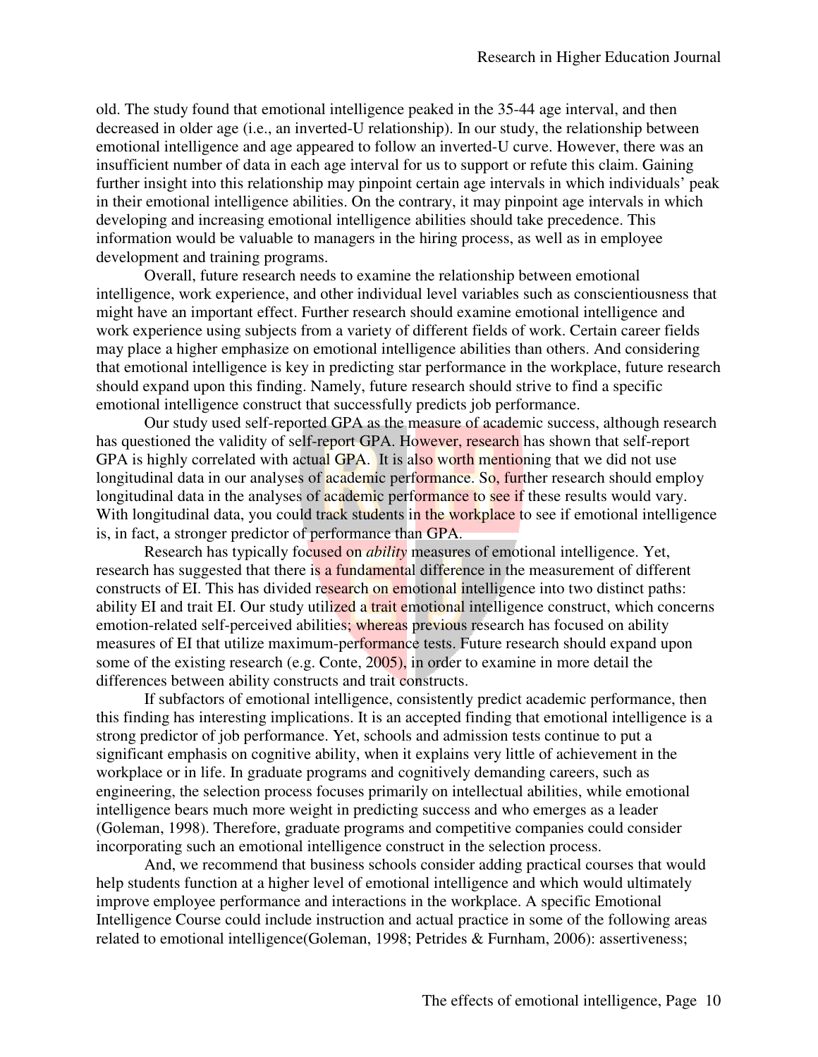old. The study found that emotional intelligence peaked in the 35-44 age interval, and then decreased in older age (i.e., an inverted-U relationship). In our study, the relationship between emotional intelligence and age appeared to follow an inverted-U curve. However, there was an insufficient number of data in each age interval for us to support or refute this claim. Gaining further insight into this relationship may pinpoint certain age intervals in which individuals' peak in their emotional intelligence abilities. On the contrary, it may pinpoint age intervals in which developing and increasing emotional intelligence abilities should take precedence. This information would be valuable to managers in the hiring process, as well as in employee development and training programs.

Overall, future research needs to examine the relationship between emotional intelligence, work experience, and other individual level variables such as conscientiousness that might have an important effect. Further research should examine emotional intelligence and work experience using subjects from a variety of different fields of work. Certain career fields may place a higher emphasize on emotional intelligence abilities than others. And considering that emotional intelligence is key in predicting star performance in the workplace, future research should expand upon this finding. Namely, future research should strive to find a specific emotional intelligence construct that successfully predicts job performance.

Our study used self-reported GPA as the measure of academic success, although research has questioned the validity of self-report GPA. However, research has shown that self-report GPA is highly correlated with actual GPA. It is also worth mentioning that we did not use longitudinal data in our analyses of academic performance. So, further research should employ longitudinal data in the analyses of academic performance to see if these results would vary. With longitudinal data, you could track students in the workplace to see if emotional intelligence is, in fact, a stronger predictor of performance than GPA.

Research has typically focused on *ability* measures of emotional intelligence. Yet, research has suggested that there is a fundamental difference in the measurement of different constructs of EI. This has divided research on emotional intelligence into two distinct paths: ability EI and trait EI. Our study utilized a trait emotional intelligence construct, which concerns emotion-related self-perceived abilities; whereas previous research has focused on ability measures of EI that utilize maximum-performance tests. Future research should expand upon some of the existing research (e.g. Conte, 2005), in order to examine in more detail the differences between ability constructs and trait constructs.

If subfactors of emotional intelligence, consistently predict academic performance, then this finding has interesting implications. It is an accepted finding that emotional intelligence is a strong predictor of job performance. Yet, schools and admission tests continue to put a significant emphasis on cognitive ability, when it explains very little of achievement in the workplace or in life. In graduate programs and cognitively demanding careers, such as engineering, the selection process focuses primarily on intellectual abilities, while emotional intelligence bears much more weight in predicting success and who emerges as a leader (Goleman, 1998). Therefore, graduate programs and competitive companies could consider incorporating such an emotional intelligence construct in the selection process.

And, we recommend that business schools consider adding practical courses that would help students function at a higher level of emotional intelligence and which would ultimately improve employee performance and interactions in the workplace. A specific Emotional Intelligence Course could include instruction and actual practice in some of the following areas related to emotional intelligence(Goleman, 1998; Petrides & Furnham, 2006): assertiveness;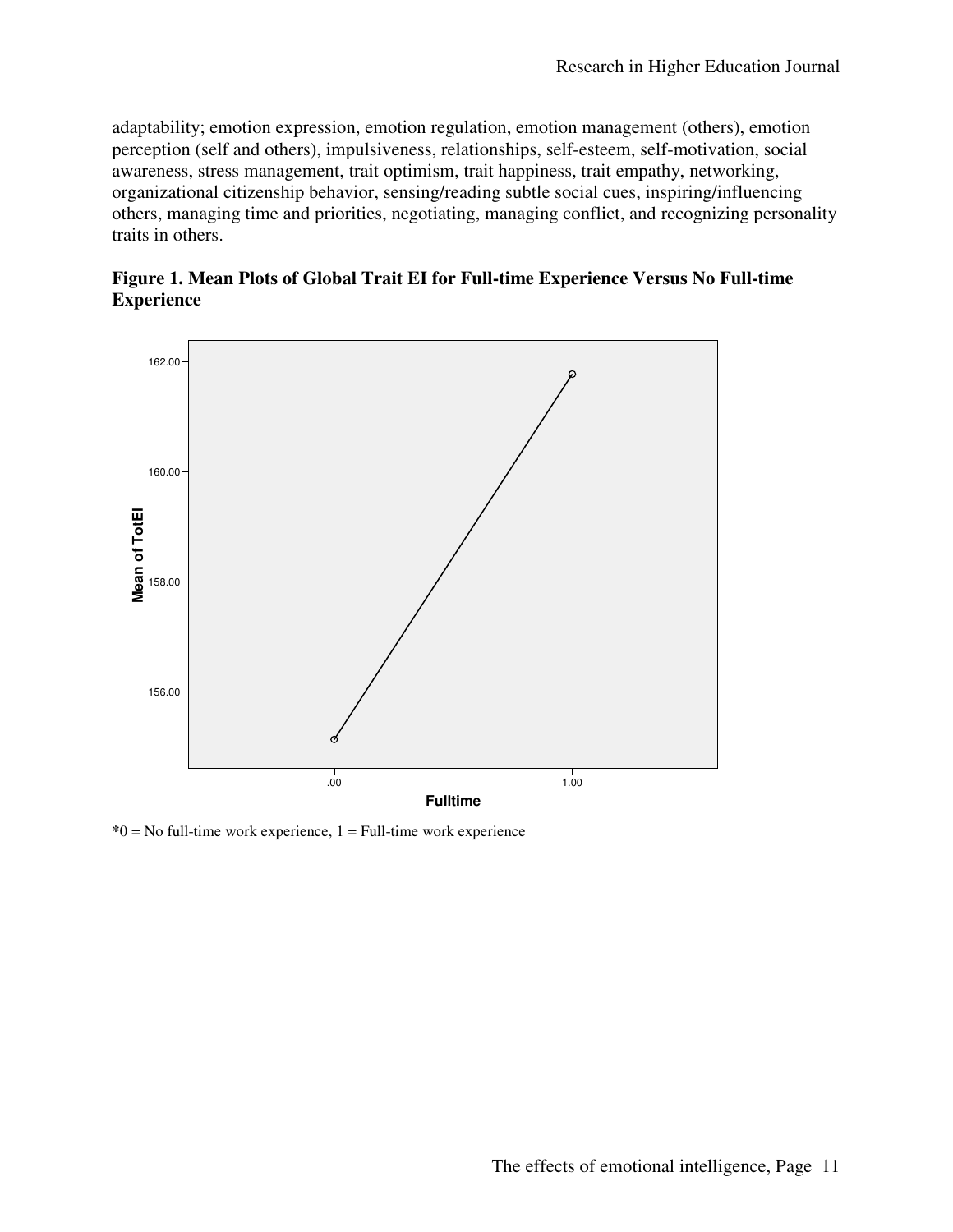adaptability; emotion expression, emotion regulation, emotion management (others), emotion perception (self and others), impulsiveness, relationships, self-esteem, self-motivation, social awareness, stress management, trait optimism, trait happiness, trait empathy, networking, organizational citizenship behavior, sensing/reading subtle social cues, inspiring/influencing others, managing time and priorities, negotiating, managing conflict, and recognizing personality traits in others.

**Figure 1. Mean Plots of Global Trait EI for Full-time Experience Versus No Full-time Experience**

*0 = No full-time work experience, 1 = Full-time work experience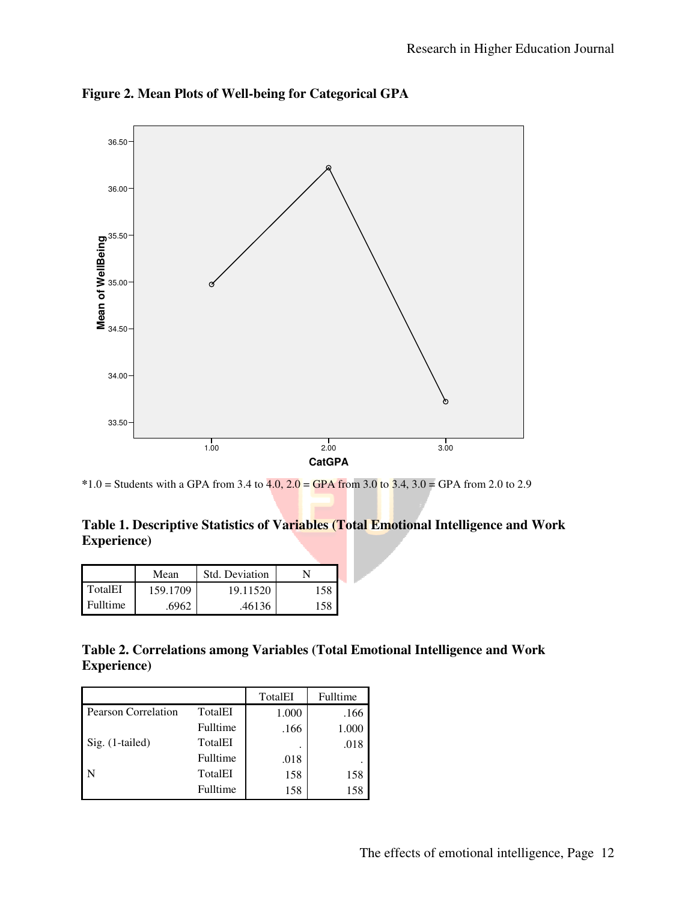**Figure 2. Mean Plots of Well-being for Categorical GPA**

*1.0 = Students with a GPA from 3.4 to 4.0, 2.0 = GPA from 3.0 to 3.4, 3.0 = GPA from 2.0 to 2.9

**Table 1. Descriptive Statistics of Variables (Total Emotional Intelligence and Work Experience)**

| | Mean | Std. Deviation | N |
|---|---|---|---|
| TotalEI | 159.1709 | 19.11520 | 158 |
| Fulltime | .6962 | .46136 | 158 |

**Table 2. Correlations among Variables (Total Emotional Intelligence and Work Experience)**

| | | TotalEI | Fulltime |
|---|---|---|---|
| Pearson Correlation | TotalEI | 1.000 | .166 |
| | Fulltime | .166 | 1.000 |
| Sig. (1-tailed) | TotalEI | . | .018 |
| | Fulltime | .018 | . |
| N | TotalEI | 158 | 158 |
| | Fulltime | 158 | 158 |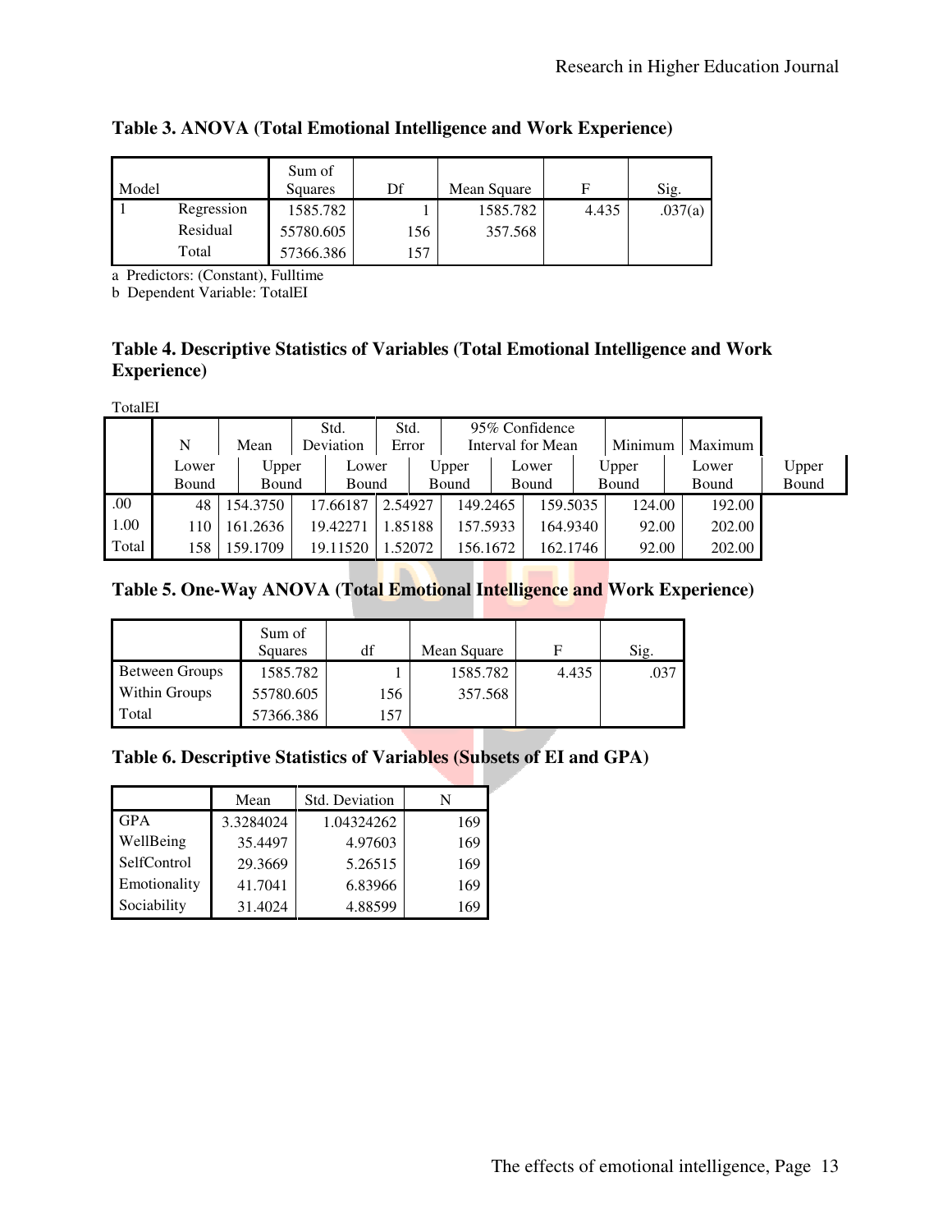**Table 3. ANOVA (Total Emotional Intelligence and Work Experience)**

| Model | | Sum of Squares | Df | Mean Square | F | Sig. |
|---|---|---|---|---|---|---|
| 1 | Regression | 1585.782 | 1 | 1585.782 | 4.435 | .037(a) |
| | Residual | 55780.605 | 156 | 357.568 | | |
| | Total | 57366.386 | 157 | | | |

a Predictors: (Constant), Fulltime
b Dependent Variable: TotalEI

**Table 4. Descriptive Statistics of Variables (Total Emotional Intelligence and Work Experience)**

TotalEI

| | N | Mean | Std. Deviation | Std. Error | 95% Confidence Interval for Mean | | Minimum | Maximum |
|---|---|---|---|---|---|---|---|---|
| | Lower Bound | Upper Bound | Lower Bound | Upper Bound | Lower Bound | Upper Bound | Lower Bound | Upper Bound |
| .00 | 48 | 154.3750 | 17.66187 | 2.54927 | 149.2465 | 159.5035 | 124.00 | 192.00 |
| 1.00 | 110 | 161.2636 | 19.42271 | 1.85188 | 157.5933 | 164.9340 | 92.00 | 202.00 |
| Total | 158 | 159.1709 | 19.11520 | 1.52072 | 156.1672 | 162.1746 | 92.00 | 202.00 |

**Table 5. One-Way ANOVA (Total Emotional Intelligence and Work Experience)**

| | Sum of Squares | df | Mean Square | F | Sig. |
|---|---|---|---|---|---|
| Between Groups | 1585.782 | 1 | 1585.782 | 4.435 | .037 |
| Within Groups | 55780.605 | 156 | 357.568 | | |
| Total | 57366.386 | 157 | | | |

**Table 6. Descriptive Statistics of Variables (Subsets of EI and GPA)**

| | Mean | Std. Deviation | N |
|---|---|---|---|
| GPA | 3.3284024 | 1.04324262 | 169 |
| WellBeing | 35.4497 | 4.97603 | 169 |
| SelfControl | 29.3669 | 5.26515 | 169 |
| Emotionality | 41.7041 | 6.83966 | 169 |
| Sociability | 31.4024 | 4.88599 | 169 |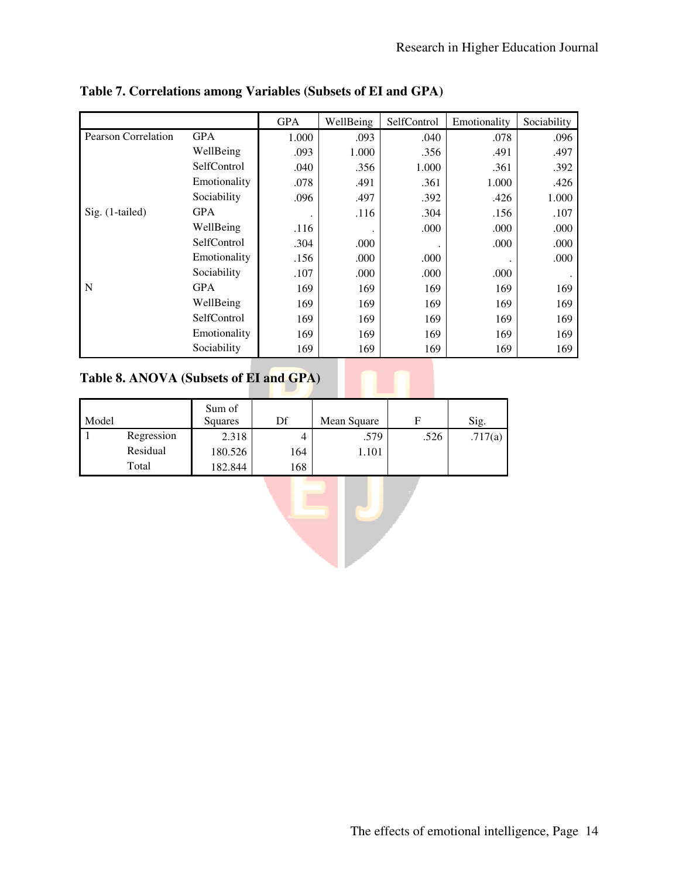**Table 7. Correlations among Variables (Subsets of EI and GPA)**

| | | GPA | WellBeing | SelfControl | Emotionality | Sociability |
|---|---|---|---|---|---|---|
| Pearson Correlation | GPA | 1.000 | .093 | .040 | .078 | .096 |
| | WellBeing | .093 | 1.000 | .356 | .491 | .497 |
| | SelfControl | .040 | .356 | 1.000 | .361 | .392 |
| | Emotionality | .078 | .491 | .361 | 1.000 | .426 |
| | Sociability | .096 | .497 | .392 | .426 | 1.000 |
| Sig. (1-tailed) | GPA | . | .116 | .304 | .156 | .107 |
| | WellBeing | .116 | . | .000 | .000 | .000 |
| | SelfControl | .304 | .000 | . | .000 | .000 |
| | Emotionality | .156 | .000 | .000 | . | .000 |
| | Sociability | .107 | .000 | .000 | .000 | . |
| N | GPA | 169 | 169 | 169 | 169 | 169 |
| | WellBeing | 169 | 169 | 169 | 169 | 169 |
| | SelfControl | 169 | 169 | 169 | 169 | 169 |
| | Emotionality | 169 | 169 | 169 | 169 | 169 |
| | Sociability | 169 | 169 | 169 | 169 | 169 |

**Table 8. ANOVA (Subsets of EI and GPA)**

| Model | | Sum of Squares | Df | Mean Square | F | Sig. |
|---|---|---|---|---|---|---|
| 1 | Regression | 2.318 | 4 | .579 | .526 | .717(a) |
| | Residual | 180.526 | 164 | 1.101 | | |
| | Total | 182.844 | 168 | | | |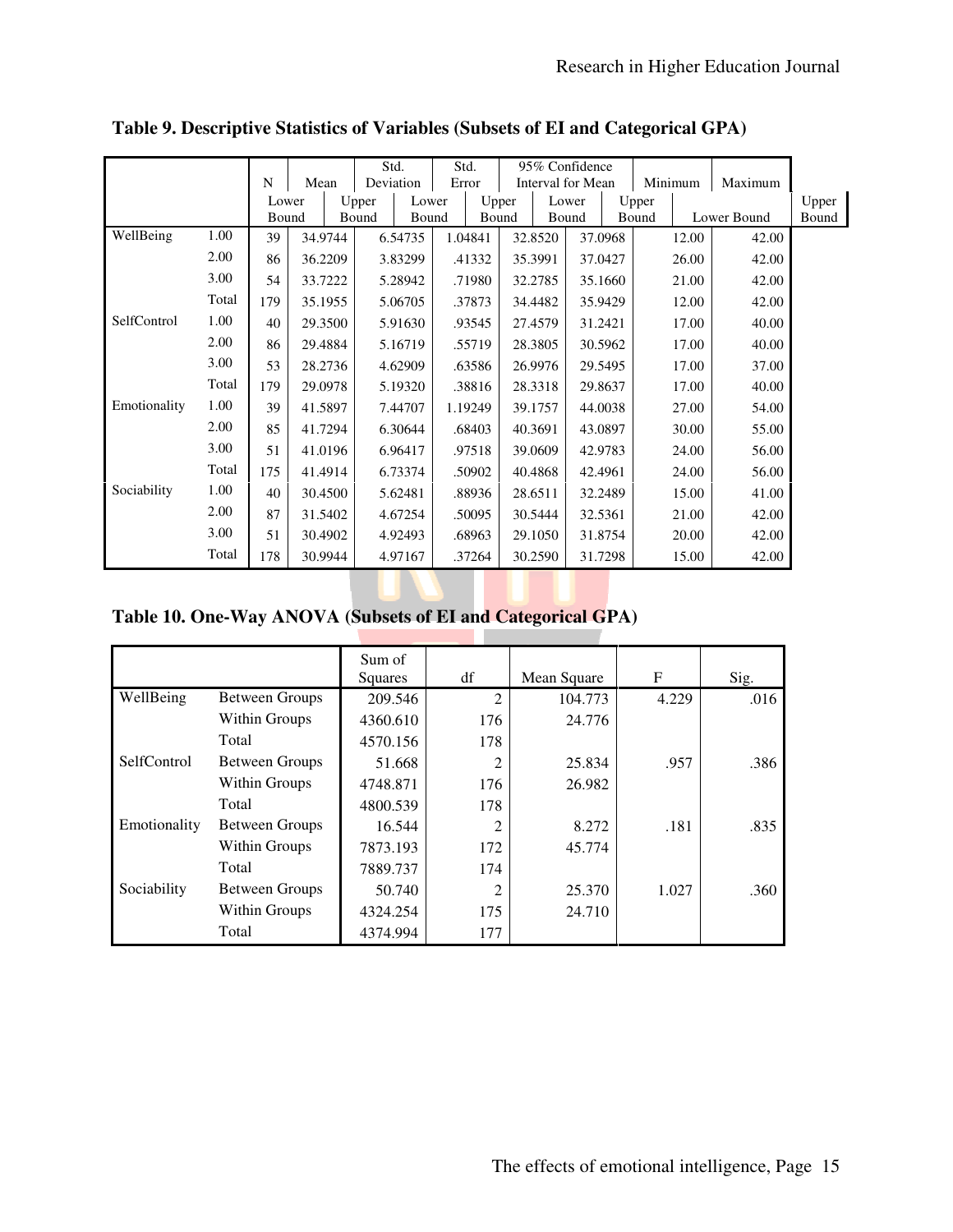**Table 9. Descriptive Statistics of Variables (Subsets of EI and Categorical GPA)**

| | | N | Mean | Std. Deviation | Std. Error | 95% Confidence Interval for Mean Lower Bound | 95% Confidence Interval for Mean Upper Bound | Minimum | Maximum |
|---|---|---|---|---|---|---|---|---|---|
| WellBeing | 1.00 | 39 | 34.9744 | 6.54735 | 1.04841 | 32.8520 | 37.0968 | 12.00 | 42.00 |
| | 2.00 | 86 | 36.2209 | 3.83299 | .41332 | 35.3991 | 37.0427 | 26.00 | 42.00 |
| | 3.00 | 54 | 33.7222 | 5.28942 | .71980 | 32.2785 | 35.1660 | 21.00 | 42.00 |
| | Total | 179 | 35.1955 | 5.06705 | .37873 | 34.4482 | 35.9429 | 12.00 | 42.00 |
| SelfControl | 1.00 | 40 | 29.3500 | 5.91630 | .93545 | 27.4579 | 31.2421 | 17.00 | 40.00 |
| | 2.00 | 86 | 29.4884 | 5.16719 | .55719 | 28.3805 | 30.5962 | 17.00 | 40.00 |
| | 3.00 | 53 | 28.2736 | 4.62909 | .63586 | 26.9976 | 29.5495 | 17.00 | 37.00 |
| | Total | 179 | 29.0978 | 5.19320 | .38816 | 28.3318 | 29.8637 | 17.00 | 40.00 |
| Emotionality | 1.00 | 39 | 41.5897 | 7.44707 | 1.19249 | 39.1757 | 44.0038 | 27.00 | 54.00 |
| | 2.00 | 85 | 41.7294 | 6.30644 | .68403 | 40.3691 | 43.0897 | 30.00 | 55.00 |
| | 3.00 | 51 | 41.0196 | 6.96417 | .97518 | 39.0609 | 42.9783 | 24.00 | 56.00 |
| | Total | 175 | 41.4914 | 6.73374 | .50902 | 40.4868 | 42.4961 | 24.00 | 56.00 |
| Sociability | 1.00 | 40 | 30.4500 | 5.62481 | .88936 | 28.6511 | 32.2489 | 15.00 | 41.00 |
| | 2.00 | 87 | 31.5402 | 4.67254 | .50095 | 30.5444 | 32.5361 | 21.00 | 42.00 |
| | 3.00 | 51 | 30.4902 | 4.92493 | .68963 | 29.1050 | 31.8754 | 20.00 | 42.00 |
| | Total | 178 | 30.9944 | 4.97167 | .37264 | 30.2590 | 31.7298 | 15.00 | 42.00 |

**Table 10. One-Way ANOVA (Subsets of EI and Categorical GPA)**

| | | Sum of Squares | df | Mean Square | F | Sig. |
|---|---|---|---|---|---|---|
| WellBeing | Between Groups | 209.546 | 2 | 104.773 | 4.229 | .016 |
| | Within Groups | 4360.610 | 176 | 24.776 | | |
| | Total | 4570.156 | 178 | | | |
| SelfControl | Between Groups | 51.668 | 2 | 25.834 | .957 | .386 |
| | Within Groups | 4748.871 | 176 | 26.982 | | |
| | Total | 4800.539 | 178 | | | |
| Emotionality | Between Groups | 16.544 | 2 | 8.272 | .181 | .835 |
| | Within Groups | 7873.193 | 172 | 45.774 | | |
| | Total | 7889.737 | 174 | | | |
| Sociability | Between Groups | 50.740 | 2 | 25.370 | 1.027 | .360 |
| | Within Groups | 4324.254 | 175 | 24.710 | | |
| | Total | 4374.994 | 177 | | | |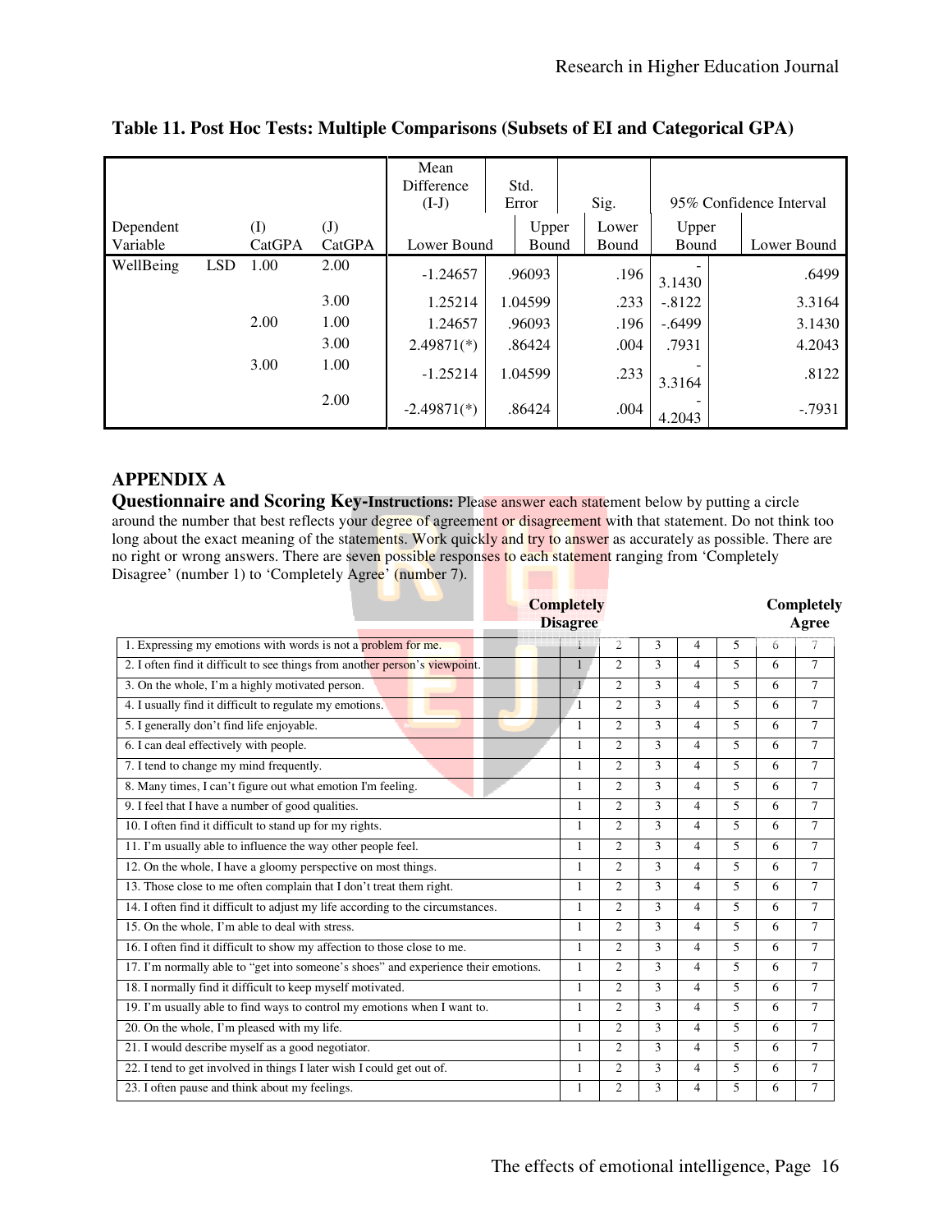**Table 11. Post Hoc Tests: Multiple Comparisons (Subsets of EI and Categorical GPA)**

| Dependent Variable | | (I) CatGPA | (J) CatGPA | Mean Difference (I-J) | Std. Error | Sig. | 95% Confidence Interval | |
|---|---|---|---|---|---|---|---|---|
| | | | | Lower Bound | Upper Bound | Lower Bound | Upper Bound | Lower Bound |
| WellBeing | LSD | 1.00 | 2.00 | -1.24657 | .96093 | .196 | -3.1430 | .6499 |
| | | | 3.00 | 1.25214 | 1.04599 | .233 | -.8122 | 3.3164 |
| | | 2.00 | 1.00 | 1.24657 | .96093 | .196 | -.6499 | 3.1430 |
| | | | 3.00 | 2.49871(*) | .86424 | .004 | .7931 | 4.2043 |
| | | 3.00 | 1.00 | -1.25214 | 1.04599 | .233 | -3.3164 | .8122 |
| | | | 2.00 | -2.49871(*) | .86424 | .004 | -4.2043 | -.7931 |

## APPENDIX A

**Questionnaire and Scoring Key-Instructions:** Please answer each statement below by putting a circle around the number that best reflects your degree of agreement or disagreement with that statement. Do not think too long about the exact meaning of the statements. Work quickly and try to answer as accurately as possible. There are no right or wrong answers. There are seven possible responses to each statement ranging from 'Completely Disagree' (number 1) to 'Completely Agree' (number 7).

| | Completely Disagree | | | | | | Completely Agree |
|---|---|---|---|---|---|---|---|
| 1. Expressing my emotions with words is not a problem for me. | 1 | 2 | 3 | 4 | 5 | 6 | 7 |
| 2. I often find it difficult to see things from another person's viewpoint. | 1 | 2 | 3 | 4 | 5 | 6 | 7 |
| 3. On the whole, I'm a highly motivated person. | 1 | 2 | 3 | 4 | 5 | 6 | 7 |
| 4. I usually find it difficult to regulate my emotions. | 1 | 2 | 3 | 4 | 5 | 6 | 7 |
| 5. I generally don't find life enjoyable. | 1 | 2 | 3 | 4 | 5 | 6 | 7 |
| 6. I can deal effectively with people. | 1 | 2 | 3 | 4 | 5 | 6 | 7 |
| 7. I tend to change my mind frequently. | 1 | 2 | 3 | 4 | 5 | 6 | 7 |
| 8. Many times, I can't figure out what emotion I'm feeling. | 1 | 2 | 3 | 4 | 5 | 6 | 7 |
| 9. I feel that I have a number of good qualities. | 1 | 2 | 3 | 4 | 5 | 6 | 7 |
| 10. I often find it difficult to stand up for my rights. | 1 | 2 | 3 | 4 | 5 | 6 | 7 |
| 11. I'm usually able to influence the way other people feel. | 1 | 2 | 3 | 4 | 5 | 6 | 7 |
| 12. On the whole, I have a gloomy perspective on most things. | 1 | 2 | 3 | 4 | 5 | 6 | 7 |
| 13. Those close to me often complain that I don't treat them right. | 1 | 2 | 3 | 4 | 5 | 6 | 7 |
| 14. I often find it difficult to adjust my life according to the circumstances. | 1 | 2 | 3 | 4 | 5 | 6 | 7 |
| 15. On the whole, I'm able to deal with stress. | 1 | 2 | 3 | 4 | 5 | 6 | 7 |
| 16. I often find it difficult to show my affection to those close to me. | 1 | 2 | 3 | 4 | 5 | 6 | 7 |
| 17. I'm normally able to "get into someone's shoes" and experience their emotions. | 1 | 2 | 3 | 4 | 5 | 6 | 7 |
| 18. I normally find it difficult to keep myself motivated. | 1 | 2 | 3 | 4 | 5 | 6 | 7 |
| 19. I'm usually able to find ways to control my emotions when I want to. | 1 | 2 | 3 | 4 | 5 | 6 | 7 |
| 20. On the whole, I'm pleased with my life. | 1 | 2 | 3 | 4 | 5 | 6 | 7 |
| 21. I would describe myself as a good negotiator. | 1 | 2 | 3 | 4 | 5 | 6 | 7 |
| 22. I tend to get involved in things I later wish I could get out of. | 1 | 2 | 3 | 4 | 5 | 6 | 7 |
| 23. I often pause and think about my feelings. | 1 | 2 | 3 | 4 | 5 | 6 | 7 |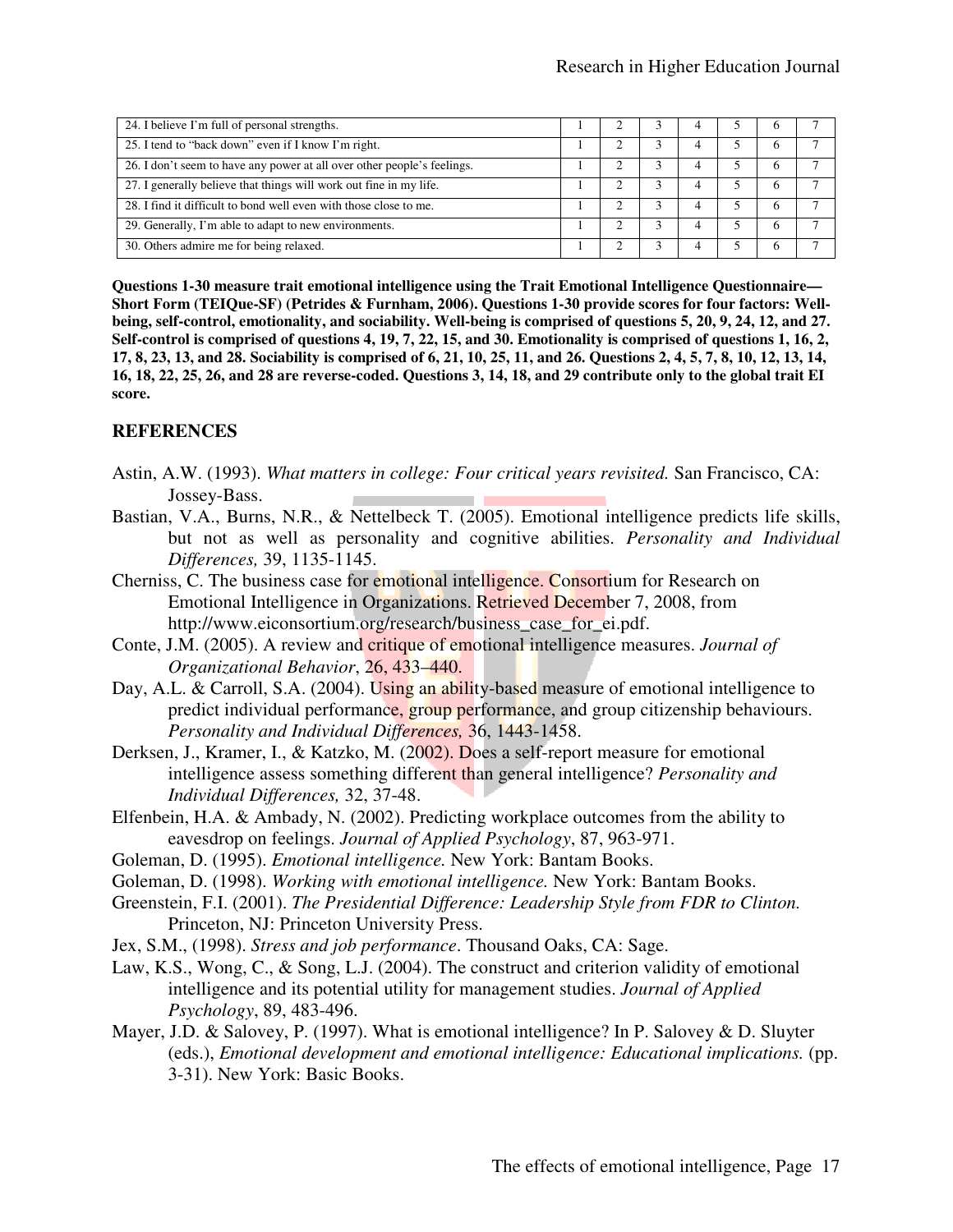| | | | | | | | |
|---|---|---|---|---|---|---|---|
| 24. I believe I'm full of personal strengths. | 1 | 2 | 3 | 4 | 5 | 6 | 7 |
| 25. I tend to "back down" even if I know I'm right. | 1 | 2 | 3 | 4 | 5 | 6 | 7 |
| 26. I don't seem to have any power at all over other people's feelings. | 1 | 2 | 3 | 4 | 5 | 6 | 7 |
| 27. I generally believe that things will work out fine in my life. | 1 | 2 | 3 | 4 | 5 | 6 | 7 |
| 28. I find it difficult to bond well even with those close to me. | 1 | 2 | 3 | 4 | 5 | 6 | 7 |
| 29. Generally, I'm able to adapt to new environments. | 1 | 2 | 3 | 4 | 5 | 6 | 7 |
| 30. Others admire me for being relaxed. | 1 | 2 | 3 | 4 | 5 | 6 | 7 |

**Questions 1-30 measure trait emotional intelligence using the Trait Emotional Intelligence Questionnaire—Short Form (TEIQue-SF) (Petrides & Furnham, 2006). Questions 1-30 provide scores for four factors: Well-being, self-control, emotionality, and sociability. Well-being is comprised of questions 5, 20, 9, 24, 12, and 27. Self-control is comprised of questions 4, 19, 7, 22, 15, and 30. Emotionality is comprised of questions 1, 16, 2, 17, 8, 23, 13, and 28. Sociability is comprised of 6, 21, 10, 25, 11, and 26. Questions 2, 4, 5, 7, 8, 10, 12, 13, 14, 16, 18, 22, 25, 26, and 28 are reverse-coded. Questions 3, 14, 18, and 29 contribute only to the global trait EI score.**

## REFERENCES

Astin, A.W. (1993). *What matters in college: Four critical years revisited.* San Francisco, CA: Jossey-Bass.

Bastian, V.A., Burns, N.R., & Nettelbeck T. (2005). Emotional intelligence predicts life skills, but not as well as personality and cognitive abilities. *Personality and Individual Differences,* 39, 1135-1145.

Cherniss, C. The business case for emotional intelligence. Consortium for Research on Emotional Intelligence in Organizations. Retrieved December 7, 2008, from http://www.eiconsortium.org/research/business_case_for_ei.pdf.

Conte, J.M. (2005). A review and critique of emotional intelligence measures. *Journal of Organizational Behavior*, 26, 433–440.

Day, A.L. & Carroll, S.A. (2004). Using an ability-based measure of emotional intelligence to predict individual performance, group performance, and group citizenship behaviours. *Personality and Individual Differences,* 36, 1443-1458.

Derksen, J., Kramer, I., & Katzko, M. (2002). Does a self-report measure for emotional intelligence assess something different than general intelligence? *Personality and Individual Differences,* 32, 37-48.

Elfenbein, H.A. & Ambady, N. (2002). Predicting workplace outcomes from the ability to eavesdrop on feelings. *Journal of Applied Psychology*, 87, 963-971.

Goleman, D. (1995). *Emotional intelligence.* New York: Bantam Books.

Goleman, D. (1998). *Working with emotional intelligence.* New York: Bantam Books.

Greenstein, F.I. (2001). *The Presidential Difference: Leadership Style from FDR to Clinton.* Princeton, NJ: Princeton University Press.

Jex, S.M., (1998). *Stress and job performance*. Thousand Oaks, CA: Sage.

Law, K.S., Wong, C., & Song, L.J. (2004). The construct and criterion validity of emotional intelligence and its potential utility for management studies. *Journal of Applied Psychology*, 89, 483-496.

Mayer, J.D. & Salovey, P. (1997). What is emotional intelligence? In P. Salovey & D. Sluyter (eds.), *Emotional development and emotional intelligence: Educational implications.* (pp. 3-31). New York: Basic Books.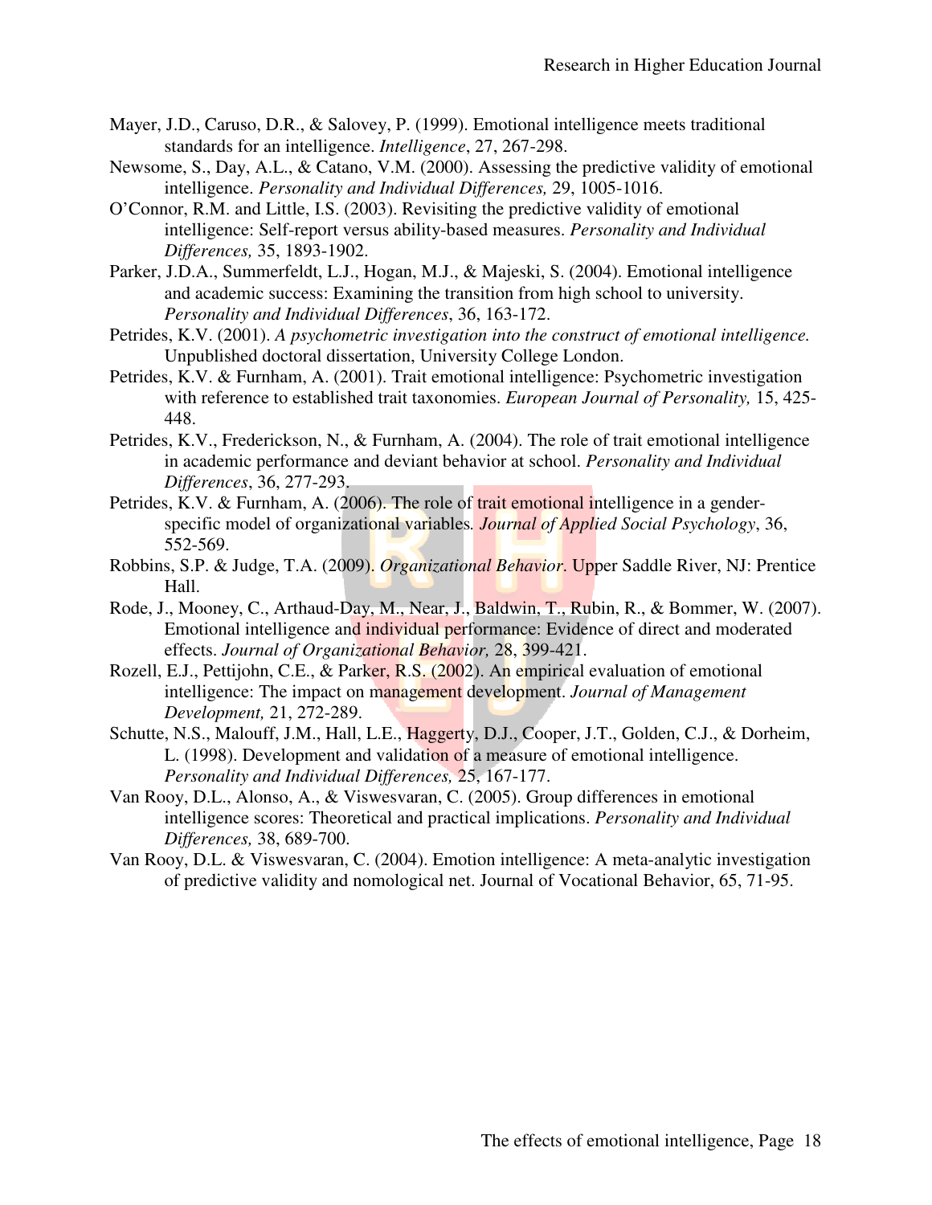Mayer, J.D., Caruso, D.R., & Salovey, P. (1999). Emotional intelligence meets traditional standards for an intelligence. *Intelligence*, 27, 267-298.

Newsome, S., Day, A.L., & Catano, V.M. (2000). Assessing the predictive validity of emotional intelligence. *Personality and Individual Differences,* 29, 1005-1016.

O'Connor, R.M. and Little, I.S. (2003). Revisiting the predictive validity of emotional intelligence: Self-report versus ability-based measures. *Personality and Individual Differences,* 35, 1893-1902.

Parker, J.D.A., Summerfeldt, L.J., Hogan, M.J., & Majeski, S. (2004). Emotional intelligence and academic success: Examining the transition from high school to university. *Personality and Individual Differences*, 36, 163-172.

Petrides, K.V. (2001). *A psychometric investigation into the construct of emotional intelligence.* Unpublished doctoral dissertation, University College London.

Petrides, K.V. & Furnham, A. (2001). Trait emotional intelligence: Psychometric investigation with reference to established trait taxonomies. *European Journal of Personality,* 15, 425-448.

Petrides, K.V., Frederickson, N., & Furnham, A. (2004). The role of trait emotional intelligence in academic performance and deviant behavior at school. *Personality and Individual Differences*, 36, 277-293.

Petrides, K.V. & Furnham, A. (2006). The role of trait emotional intelligence in a gender-specific model of organizational variables*. Journal of Applied Social Psychology*, 36, 552-569.

Robbins, S.P. & Judge, T.A. (2009). *Organizational Behavior.* Upper Saddle River, NJ: Prentice Hall.

Rode, J., Mooney, C., Arthaud-Day, M., Near, J., Baldwin, T., Rubin, R., & Bommer, W. (2007). Emotional intelligence and individual performance: Evidence of direct and moderated effects. *Journal of Organizational Behavior,* 28, 399-421.

Rozell, E.J., Pettijohn, C.E., & Parker, R.S. (2002). An empirical evaluation of emotional intelligence: The impact on management development. *Journal of Management Development,* 21, 272-289.

Schutte, N.S., Malouff, J.M., Hall, L.E., Haggerty, D.J., Cooper, J.T., Golden, C.J., & Dorheim, L. (1998). Development and validation of a measure of emotional intelligence. *Personality and Individual Differences,* 25, 167-177.

Van Rooy, D.L., Alonso, A., & Viswesvaran, C. (2005). Group differences in emotional intelligence scores: Theoretical and practical implications. *Personality and Individual Differences,* 38, 689-700.

Van Rooy, D.L. & Viswesvaran, C. (2004). Emotion intelligence: A meta-analytic investigation of predictive validity and nomological net. Journal of Vocational Behavior, 65, 71-95.